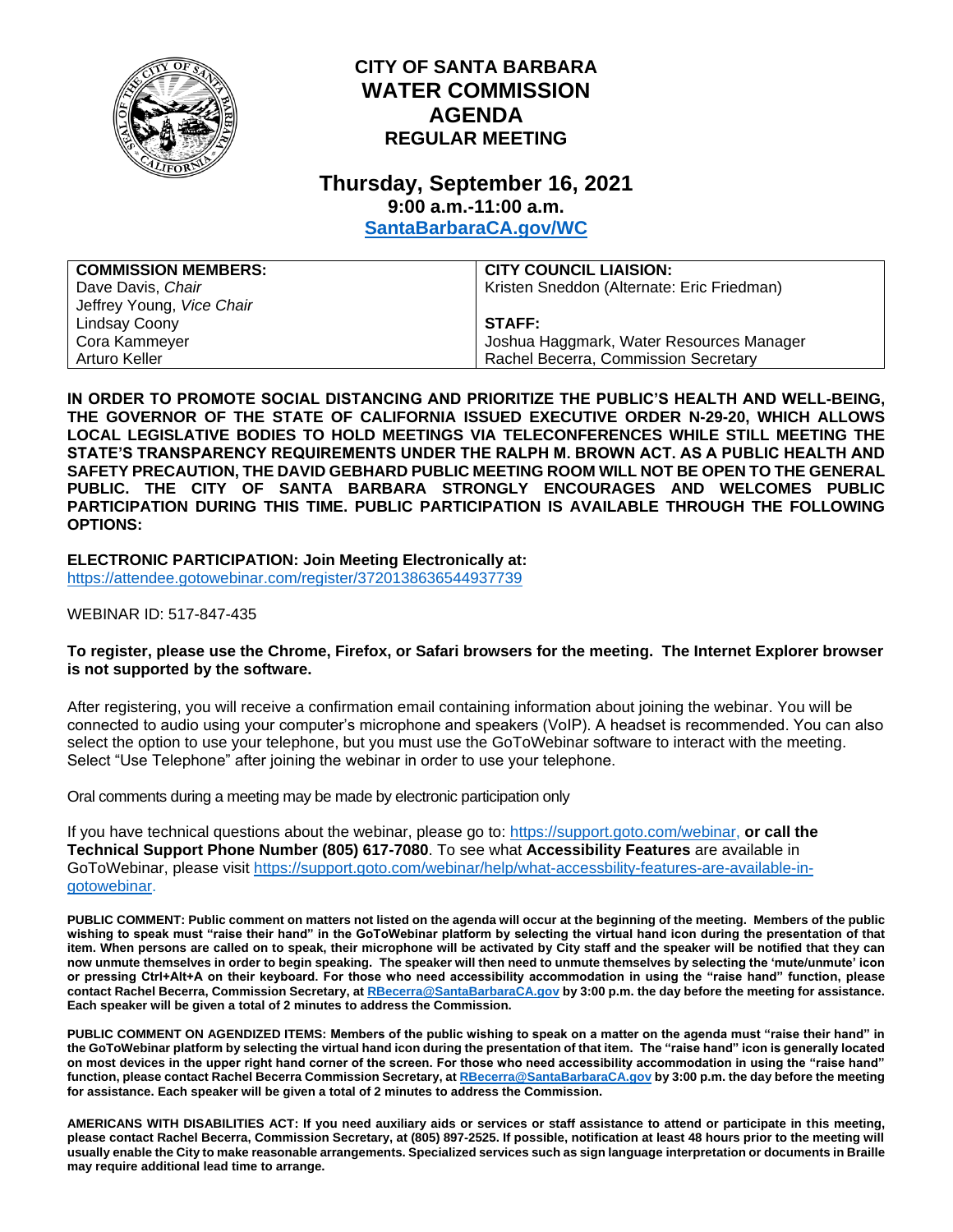# CITY OF SANTA BARBARA
# WATER COMMISSION
# AGENDA
## REGULAR MEETING

## Thursday, September 16, 2021
### 9:00 a.m.-11:00 a.m.
### [SantaBarbaraCA.gov/WC](SantaBarbaraCA.gov/WC)

| COMMISSION MEMBERS: | CITY COUNCIL LIAISION: |
|---|---|
| Dave Davis, *Chair* | Kristen Sneddon (Alternate: Eric Friedman) |
| Jeffrey Young, *Vice Chair* | |
| Lindsay Coony | **STAFF:** |
| Cora Kammeyer | Joshua Haggmark, Water Resources Manager |
| Arturo Keller | Rachel Becerra, Commission Secretary |

**IN ORDER TO PROMOTE SOCIAL DISTANCING AND PRIORITIZE THE PUBLIC'S HEALTH AND WELL-BEING, THE GOVERNOR OF THE STATE OF CALIFORNIA ISSUED EXECUTIVE ORDER N-29-20, WHICH ALLOWS LOCAL LEGISLATIVE BODIES TO HOLD MEETINGS VIA TELECONFERENCES WHILE STILL MEETING THE STATE'S TRANSPARENCY REQUIREMENTS UNDER THE RALPH M. BROWN ACT. AS A PUBLIC HEALTH AND SAFETY PRECAUTION, THE DAVID GEBHARD PUBLIC MEETING ROOM WILL NOT BE OPEN TO THE GENERAL PUBLIC. THE CITY OF SANTA BARBARA STRONGLY ENCOURAGES AND WELCOMES PUBLIC PARTICIPATION DURING THIS TIME. PUBLIC PARTICIPATION IS AVAILABLE THROUGH THE FOLLOWING OPTIONS:**

**ELECTRONIC PARTICIPATION: Join Meeting Electronically at:**
https://attendee.gotowebinar.com/register/3720138636544937739

WEBINAR ID: 517-847-435

**To register, please use the Chrome, Firefox, or Safari browsers for the meeting. The Internet Explorer browser is not supported by the software.**

After registering, you will receive a confirmation email containing information about joining the webinar. You will be connected to audio using your computer's microphone and speakers (VoIP). A headset is recommended. You can also select the option to use your telephone, but you must use the GoToWebinar software to interact with the meeting. Select "Use Telephone" after joining the webinar in order to use your telephone.

Oral comments during a meeting may be made by electronic participation only

If you have technical questions about the webinar, please go to: https://support.goto.com/webinar, **or call the Technical Support Phone Number (805) 617-7080**. To see what **Accessibility Features** are available in GoToWebinar, please visit https://support.goto.com/webinar/help/what-accessbility-features-are-available-in-gotowebinar.

**PUBLIC COMMENT: Public comment on matters not listed on the agenda will occur at the beginning of the meeting. Members of the public wishing to speak must "raise their hand" in the GoToWebinar platform by selecting the virtual hand icon during the presentation of that item. When persons are called on to speak, their microphone will be activated by City staff and the speaker will be notified that they can now unmute themselves in order to begin speaking. The speaker will then need to unmute themselves by selecting the 'mute/unmute' icon or pressing Ctrl+Alt+A on their keyboard. For those who need accessibility accommodation in using the "raise hand" function, please contact Rachel Becerra, Commission Secretary, at RBecerra@SantaBarbaraCA.gov by 3:00 p.m. the day before the meeting for assistance. Each speaker will be given a total of 2 minutes to address the Commission.**

**PUBLIC COMMENT ON AGENDIZED ITEMS: Members of the public wishing to speak on a matter on the agenda must "raise their hand" in the GoToWebinar platform by selecting the virtual hand icon during the presentation of that item. The "raise hand" icon is generally located on most devices in the upper right hand corner of the screen. For those who need accessibility accommodation in using the "raise hand" function, please contact Rachel Becerra Commission Secretary, at RBecerra@SantaBarbaraCA.gov by 3:00 p.m. the day before the meeting for assistance. Each speaker will be given a total of 2 minutes to address the Commission.**

**AMERICANS WITH DISABILITIES ACT: If you need auxiliary aids or services or staff assistance to attend or participate in this meeting, please contact Rachel Becerra, Commission Secretary, at (805) 897-2525. If possible, notification at least 48 hours prior to the meeting will usually enable the City to make reasonable arrangements. Specialized services such as sign language interpretation or documents in Braille may require additional lead time to arrange.**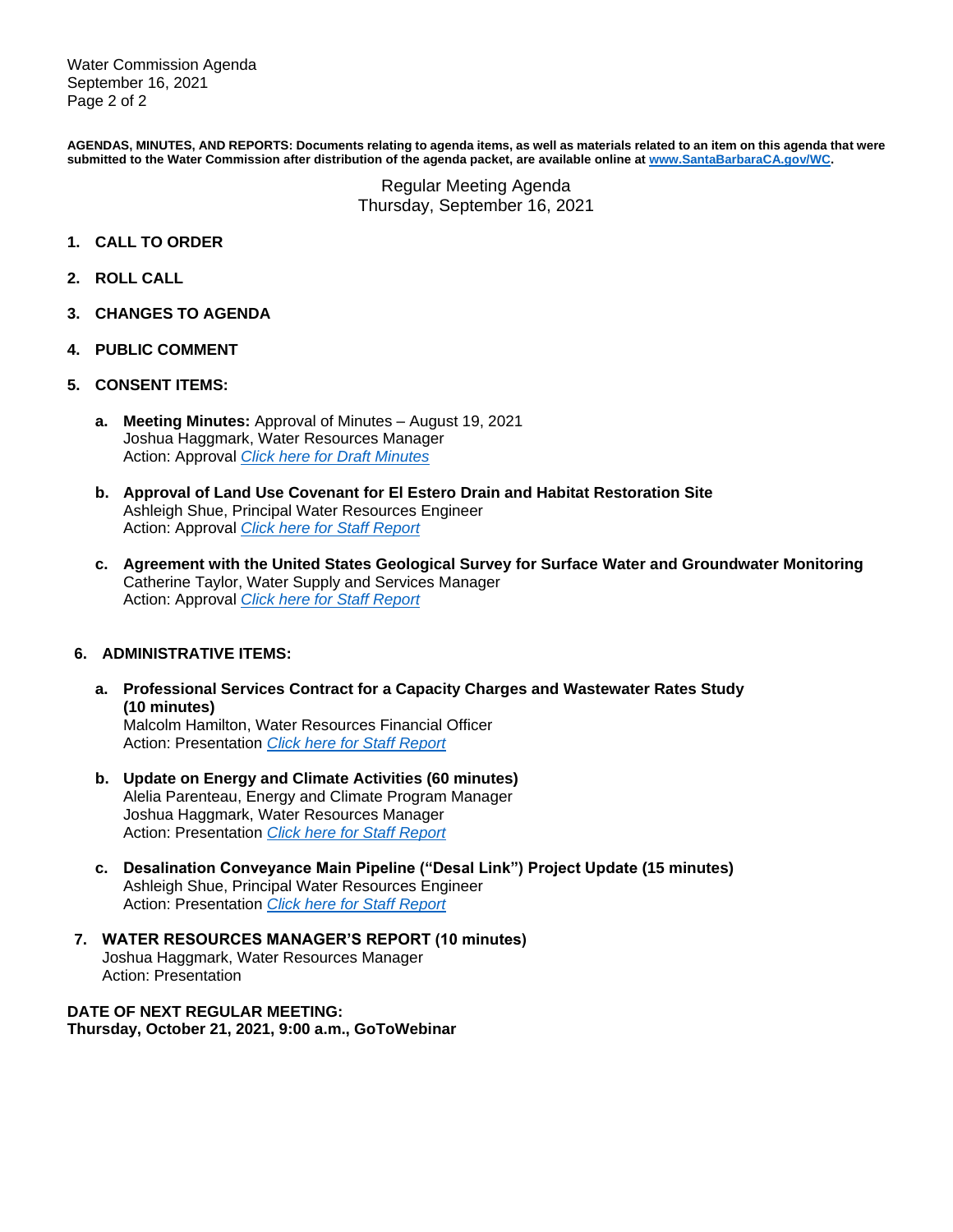**AGENDAS, MINUTES, AND REPORTS: Documents relating to agenda items, as well as materials related to an item on this agenda that were submitted to the Water Commission after distribution of the agenda packet, are available online at [www.SantaBarbaraCA.gov/WC](www.SantaBarbaraCA.gov/WC).**

Regular Meeting Agenda
Thursday, September 16, 2021

1. **CALL TO ORDER**

2. **ROLL CALL**

3. **CHANGES TO AGENDA**

4. **PUBLIC COMMENT**

5. **CONSENT ITEMS:**

   a. **Meeting Minutes:** Approval of Minutes – August 19, 2021
   Joshua Haggmark, Water Resources Manager
   Action: Approval *Click here for Draft Minutes*

   b. **Approval of Land Use Covenant for El Estero Drain and Habitat Restoration Site**
   Ashleigh Shue, Principal Water Resources Engineer
   Action: Approval *Click here for Staff Report*

   c. **Agreement with the United States Geological Survey for Surface Water and Groundwater Monitoring**
   Catherine Taylor, Water Supply and Services Manager
   Action: Approval *Click here for Staff Report*

6. **ADMINISTRATIVE ITEMS:**

   a. **Professional Services Contract for a Capacity Charges and Wastewater Rates Study (10 minutes)**
   Malcolm Hamilton, Water Resources Financial Officer
   Action: Presentation *Click here for Staff Report*

   b. **Update on Energy and Climate Activities (60 minutes)**
   Alelia Parenteau, Energy and Climate Program Manager
   Joshua Haggmark, Water Resources Manager
   Action: Presentation *Click here for Staff Report*

   c. **Desalination Conveyance Main Pipeline ("Desal Link") Project Update (15 minutes)**
   Ashleigh Shue, Principal Water Resources Engineer
   Action: Presentation *Click here for Staff Report*

7. **WATER RESOURCES MANAGER'S REPORT (10 minutes)**
   Joshua Haggmark, Water Resources Manager
   Action: Presentation

**DATE OF NEXT REGULAR MEETING:**
**Thursday, October 21, 2021, 9:00 a.m., GoToWebinar**